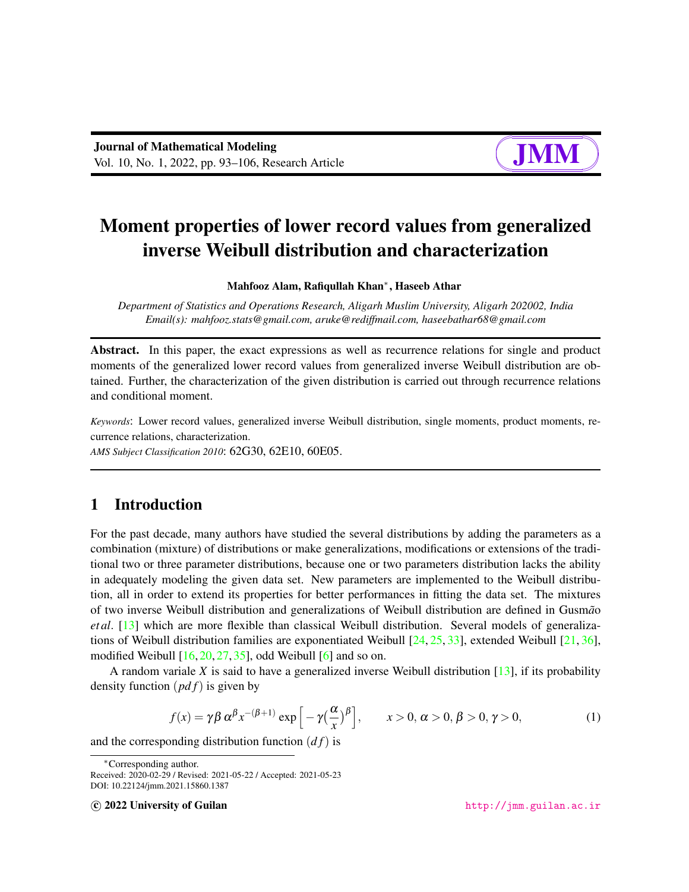# Moment properties of lower record values from generalized inverse Weibull distribution and characterization

**Mahfooz Alam, Rafiqullah Khan***, **Haseeb Athar**

*Department of Statistics and Operations Research, Aligarh Muslim University, Aligarh 202002, India*
*Email(s): mahfooz.stats@gmail.com, aruke@rediffmail.com, haseebathar68@gmail.com*

**Abstract.** In this paper, the exact expressions as well as recurrence relations for single and product moments of the generalized lower record values from generalized inverse Weibull distribution are obtained. Further, the characterization of the given distribution is carried out through recurrence relations and conditional moment.

*Keywords*: Lower record values, generalized inverse Weibull distribution, single moments, product moments, recurrence relations, characterization.
*AMS Subject Classification 2010*: 62G30, 62E10, 60E05.

## 1 Introduction

For the past decade, many authors have studied the several distributions by adding the parameters as a combination (mixture) of distributions or make generalizations, modifications or extensions of the traditional two or three parameter distributions, because one or two parameters distribution lacks the ability in adequately modeling the given data set. New parameters are implemented to the Weibull distribution, all in order to extend its properties for better performances in fitting the data set. The mixtures of two inverse Weibull distribution and generalizations of Weibull distribution are defined in Gusm*ão* *et al*. [13] which are more flexible than classical Weibull distribution. Several models of generalizations of Weibull distribution families are exponentiated Weibull [24, 25, 33], extended Weibull [21, 36], modified Weibull [16, 20, 27, 35], odd Weibull [6] and so on.

A random variale $X$ is said to have a generalized inverse Weibull distribution [13], if its probability density function $(pdf)$ is given by

$$f(x) = \gamma \beta \alpha^{\beta} x^{-(\beta+1)} \exp\Big[-\gamma\big(\frac{\alpha}{x}\big)^{\beta}\Big], \qquad x > 0, \alpha > 0, \beta > 0, \gamma > 0, \tag{1}$$

and the corresponding distribution function $(df)$ is

*Corresponding author.
Received: 2020-02-29 / Revised: 2021-05-22 / Accepted: 2021-05-23
DOI: 10.22124/jmm.2021.15860.1387

© 2022 University of Guilan http://jmm.guilan.ac.ir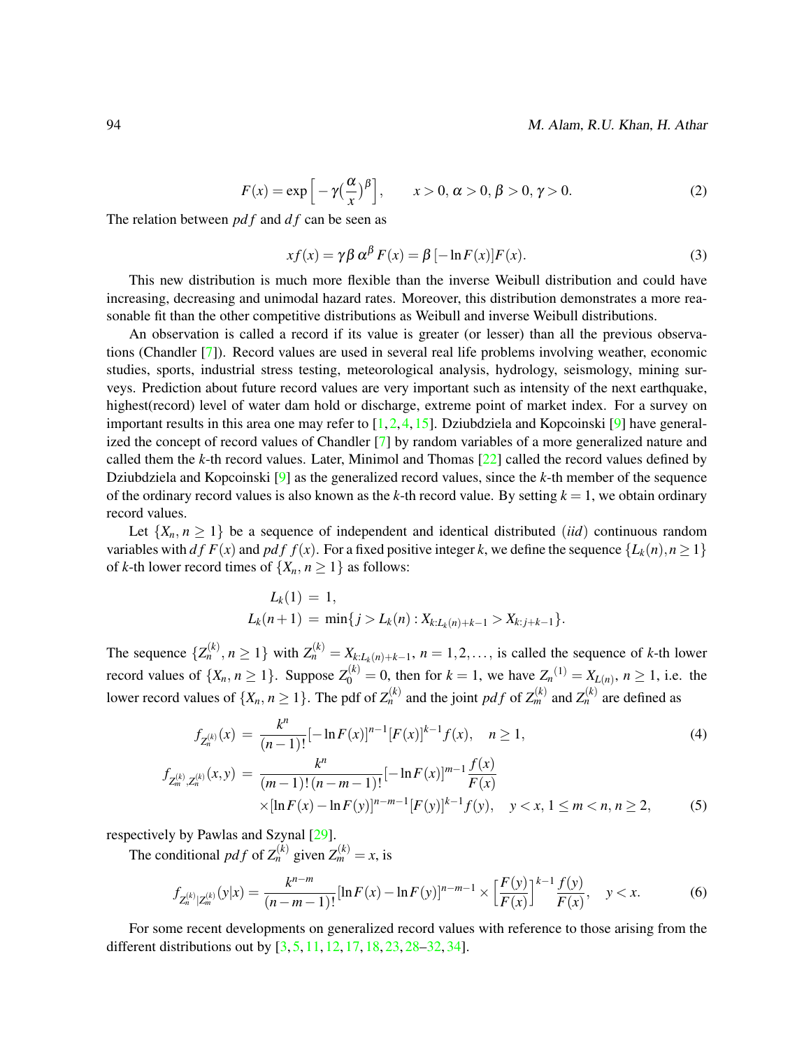$$F(x) = \exp\Big[-\gamma\big(\frac{\alpha}{x}\big)^{\beta}\Big], \qquad x > 0, \alpha > 0, \beta > 0, \gamma > 0. \tag{2}$$

The relation between $pdf$ and $df$ can be seen as

$$xf(x) = \gamma\beta\,\alpha^{\beta}\,F(x) = \beta\,[-\ln F(x)]F(x). \tag{3}$$

This new distribution is much more flexible than the inverse Weibull distribution and could have increasing, decreasing and unimodal hazard rates. Moreover, this distribution demonstrates a more reasonable fit than the other competitive distributions as Weibull and inverse Weibull distributions.

An observation is called a record if its value is greater (or lesser) than all the previous observations (Chandler [7]). Record values are used in several real life problems involving weather, economic studies, sports, industrial stress testing, meteorological analysis, hydrology, seismology, mining surveys. Prediction about future record values are very important such as intensity of the next earthquake, highest(record) level of water dam hold or discharge, extreme point of market index. For a survey on important results in this area one may refer to [1, 2, 4, 15]. Dziubdziela and Kopcoinski [9] have generalized the concept of record values of Chandler [7] by random variables of a more generalized nature and called them the $k$-th record values. Later, Minimol and Thomas [22] called the record values defined by Dziubdziela and Kopcoinski [9] as the generalized record values, since the $k$-th member of the sequence of the ordinary record values is also known as the $k$-th record value. By setting $k = 1$, we obtain ordinary record values.

Let $\{X_n, n \geq 1\}$ be a sequence of independent and identical distributed ($iid$) continuous random variables with $df$ $F(x)$ and $pdf$ $f(x)$. For a fixed positive integer $k$, we define the sequence $\{L_k(n), n \geq 1\}$ of $k$-th lower record times of $\{X_n, n \geq 1\}$ as follows:

$$\begin{aligned} L_k(1) &= 1, \\ L_k(n+1) &= \min\{j > L_k(n) : X_{k:L_k(n)+k-1} > X_{k:j+k-1}\}. \end{aligned}$$

The sequence $\{Z_n^{(k)}, n \geq 1\}$ with $Z_n^{(k)} = X_{k:L_k(n)+k-1}$, $n = 1, 2, \ldots$, is called the sequence of $k$-th lower record values of $\{X_n, n \geq 1\}$. Suppose $Z_0^{(k)} = 0$, then for $k = 1$, we have ${Z_n}^{(1)} = X_{L(n)}$, $n \geq 1$, i.e. the lower record values of $\{X_n, n \geq 1\}$. The pdf of $Z_n^{(k)}$ and the joint $pdf$ of $Z_m^{(k)}$ and $Z_n^{(k)}$ are defined as

$$f_{Z_n^{(k)}}(x) = \frac{k^n}{(n-1)!}[-\ln F(x)]^{n-1}[F(x)]^{k-1}f(x), \quad n \geq 1, \tag{4}$$

$$\begin{aligned} f_{Z_m^{(k)}, Z_n^{(k)}}(x,y) &= \frac{k^n}{(m-1)!\,(n-m-1)!}[-\ln F(x)]^{m-1}\frac{f(x)}{F(x)} \\ &\times [\ln F(x) - \ln F(y)]^{n-m-1}[F(y)]^{k-1}f(y), \quad y < x, 1 \leq m < n, n \geq 2, \end{aligned} \tag{5}$$

respectively by Pawlas and Szynal [29].

The conditional $pdf$ of $Z_n^{(k)}$ given $Z_m^{(k)} = x$, is

$$f_{Z_n^{(k)}|Z_m^{(k)}}(y|x) = \frac{k^{n-m}}{(n-m-1)!}\big[\ln F(x) - \ln F(y)\big]^{n-m-1} \times \Big[\frac{F(y)}{F(x)}\Big]^{k-1}\frac{f(y)}{F(x)}, \quad y < x. \tag{6}$$

For some recent developments on generalized record values with reference to those arising from the different distributions out by [3, 5, 11, 12, 17, 18, 23, 28–32, 34].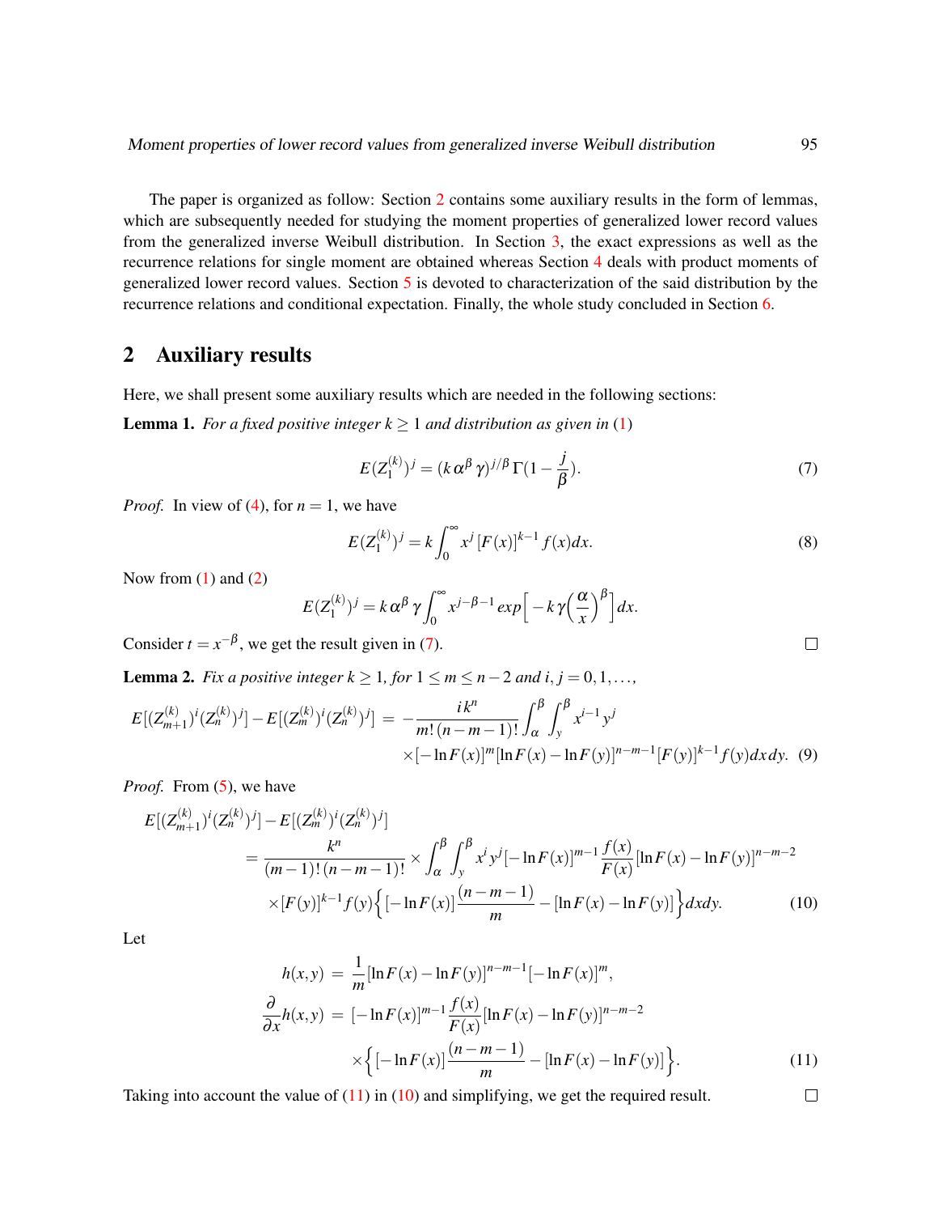The paper is organized as follow: Section 2 contains some auxiliary results in the form of lemmas, which are subsequently needed for studying the moment properties of generalized lower record values from the generalized inverse Weibull distribution. In Section 3, the exact expressions as well as the recurrence relations for single moment are obtained whereas Section 4 deals with product moments of generalized lower record values. Section 5 is devoted to characterization of the said distribution by the recurrence relations and conditional expectation. Finally, the whole study concluded in Section 6.

## 2 Auxiliary results

Here, we shall present some auxiliary results which are needed in the following sections:

**Lemma 1.** *For a fixed positive integer $k \geq 1$ and distribution as given in (1)*

$$E(Z_1^{(k)})^j = (k\alpha^\beta \gamma)^{j/\beta}\,\Gamma(1-\frac{j}{\beta}). \tag{7}$$

*Proof.* In view of (4), for $n=1$, we have

$$E(Z_1^{(k)})^j = k\int_0^\infty x^j\,[F(x)]^{k-1} f(x)dx. \tag{8}$$

Now from (1) and (2)

$$E(Z_1^{(k)})^j = k\alpha^\beta \gamma \int_0^\infty x^{j-\beta-1}\,exp\Big[-k\gamma\Big(\frac{\alpha}{x}\Big)^\beta\Big]dx.$$

Consider $t = x^{-\beta}$, we get the result given in (7). □

**Lemma 2.** *Fix a positive integer $k \geq 1$, for $1 \leq m \leq n-2$ and $i, j = 0, 1, \ldots,$*

$$\begin{aligned} E[(Z_{m+1}^{(k)})^i (Z_n^{(k)})^j] - E[(Z_m^{(k)})^i (Z_n^{(k)})^j] \;=\; &-\frac{i\,k^n}{m!\,(n-m-1)!}\int_\alpha^\beta \int_y^\beta x^{i-1} y^j \\ &\times[-\ln F(x)]^m [\ln F(x) - \ln F(y)]^{n-m-1} [F(y)]^{k-1} f(y)dxdy. \end{aligned} \tag{9}$$

*Proof.* From (5), we have

$$\begin{aligned} &E[(Z_{m+1}^{(k)})^i (Z_n^{(k)})^j] - E[(Z_m^{(k)})^i (Z_n^{(k)})^j] \\ &= \frac{k^n}{(m-1)!\,(n-m-1)!} \times \int_\alpha^\beta \int_y^\beta x^i y^j [-\ln F(x)]^{m-1} \frac{f(x)}{F(x)} [\ln F(x) - \ln F(y)]^{n-m-2} \\ &\quad \times [F(y)]^{k-1} f(y) \Big\{[-\ln F(x)]\frac{(n-m-1)}{m} - [\ln F(x) - \ln F(y)]\Big\}dxdy. \end{aligned} \tag{10}$$

Let

$$\begin{aligned} h(x,y) &= \frac{1}{m}[\ln F(x) - \ln F(y)]^{n-m-1}[-\ln F(x)]^m, \\ \frac{\partial}{\partial x}h(x,y) &= [-\ln F(x)]^{m-1}\frac{f(x)}{F(x)}[\ln F(x) - \ln F(y)]^{n-m-2} \\ &\quad \times\Big\{[-\ln F(x)]\frac{(n-m-1)}{m} - [\ln F(x) - \ln F(y)]\Big\}. \end{aligned} \tag{11}$$

Taking into account the value of (11) in (10) and simplifying, we get the required result. □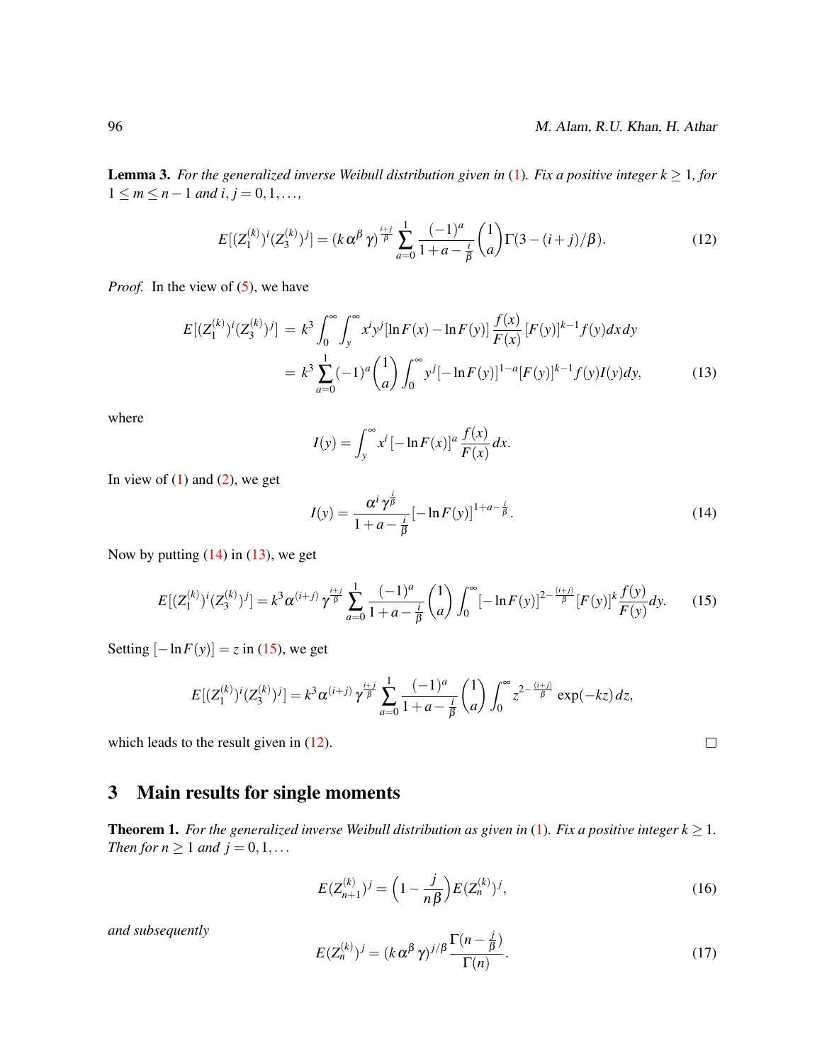**Lemma 3.** *For the generalized inverse Weibull distribution given in (1). Fix a positive integer $k \geq 1$, for $1 \leq m \leq n-1$ and $i, j = 0, 1, \ldots,$*

$$E[(Z_1^{(k)})^i (Z_3^{(k)})^j] = (k\alpha^\beta \gamma)^{\frac{i+j}{\beta}} \sum_{a=0}^{1} \frac{(-1)^a}{1+a-\frac{i}{\beta}} \binom{1}{a} \Gamma(3-(i+j)/\beta). \tag{12}$$

*Proof.* In the view of (5), we have

$$\begin{aligned} E[(Z_1^{(k)})^i (Z_3^{(k)})^j] &= k^3 \int_0^\infty \int_y^\infty x^i y^j [\ln F(x) - \ln F(y)] \frac{f(x)}{F(x)} [F(y)]^{k-1} f(y) dx dy \\ &= k^3 \sum_{a=0}^{1} (-1)^a \binom{1}{a} \int_0^\infty y^j [-\ln F(y)]^{1-a} [F(y)]^{k-1} f(y) I(y) dy, \end{aligned} \tag{13}$$

where

$$I(y) = \int_y^\infty x^i [-\ln F(x)]^a \frac{f(x)}{F(x)} dx.$$

In view of (1) and (2), we get

$$I(y) = \frac{\alpha^i \gamma^{\frac{i}{\beta}}}{1+a-\frac{i}{\beta}} [-\ln F(y)]^{1+a-\frac{i}{\beta}}. \tag{14}$$

Now by putting (14) in (13), we get

$$E[(Z_1^{(k)})^i (Z_3^{(k)})^j] = k^3 \alpha^{(i+j)} \gamma^{\frac{i+j}{\beta}} \sum_{a=0}^{1} \frac{(-1)^a}{1+a-\frac{i}{\beta}} \binom{1}{a} \int_0^\infty [-\ln F(y)]^{2-\frac{(i+j)}{\beta}} [F(y)]^k \frac{f(y)}{F(y)} dy. \tag{15}$$

Setting $[-\ln F(y)] = z$ in (15), we get

$$E[(Z_1^{(k)})^i (Z_3^{(k)})^j] = k^3 \alpha^{(i+j)} \gamma^{\frac{i+j}{\beta}} \sum_{a=0}^{1} \frac{(-1)^a}{1+a-\frac{i}{\beta}} \binom{1}{a} \int_0^\infty z^{2-\frac{(i+j)}{\beta}} \exp(-kz) dz,$$

which leads to the result given in (12). $\square$

## 3 Main results for single moments

**Theorem 1.** *For the generalized inverse Weibull distribution as given in (1). Fix a positive integer $k \geq 1$. Then for $n \geq 1$ and $j = 0, 1, \ldots$*

$$E(Z_{n+1}^{(k)})^j = \Big(1 - \frac{j}{n\beta}\Big) E(Z_n^{(k)})^j, \tag{16}$$

*and subsequently*

$$E(Z_n^{(k)})^j = (k\alpha^\beta \gamma)^{j/\beta} \frac{\Gamma(n - \frac{j}{\beta})}{\Gamma(n)}. \tag{17}$$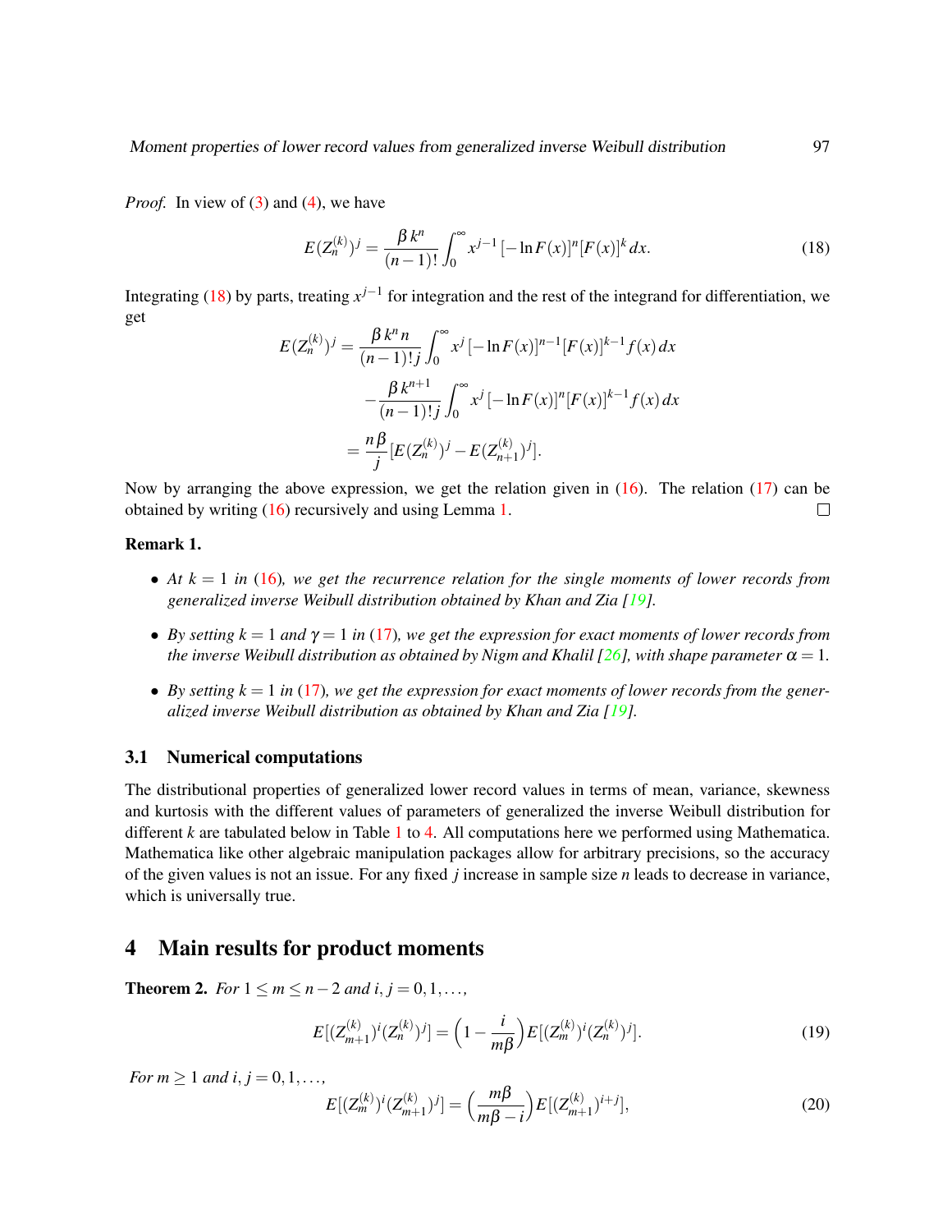*Proof.* In view of (3) and (4), we have

$$E(Z_n^{(k)})^j = \frac{\beta\, k^n}{(n-1)!} \int_0^\infty x^{j-1}\,[-\ln F(x)]^n [F(x)]^k\, dx. \tag{18}$$

Integrating (18) by parts, treating $x^{j-1}$ for integration and the rest of the integrand for differentiation, we get

$$\begin{aligned} E(Z_n^{(k)})^j &= \frac{\beta\, k^n\, n}{(n-1)!\, j} \int_0^\infty x^j\,[-\ln F(x)]^{n-1} [F(x)]^{k-1} f(x)\, dx \\ &\quad - \frac{\beta\, k^{n+1}}{(n-1)!\, j} \int_0^\infty x^j\,[-\ln F(x)]^{n} [F(x)]^{k-1} f(x)\, dx \\ &= \frac{n\beta}{j}[E(Z_n^{(k)})^j - E(Z_{n+1}^{(k)})^j]. \end{aligned}$$

Now by arranging the above expression, we get the relation given in (16). The relation (17) can be obtained by writing (16) recursively and using Lemma 1. □

**Remark 1.**

- *At $k = 1$ in (16), we get the recurrence relation for the single moments of lower records from generalized inverse Weibull distribution obtained by Khan and Zia [19].*
- *By setting $k = 1$ and $\gamma = 1$ in (17), we get the expression for exact moments of lower records from the inverse Weibull distribution as obtained by Nigm and Khalil [26], with shape parameter $\alpha = 1$.*
- *By setting $k = 1$ in (17), we get the expression for exact moments of lower records from the generalized inverse Weibull distribution as obtained by Khan and Zia [19].*

### 3.1 Numerical computations

The distributional properties of generalized lower record values in terms of mean, variance, skewness and kurtosis with the different values of parameters of generalized the inverse Weibull distribution for different $k$ are tabulated below in Table 1 to 4. All computations here we performed using Mathematica. Mathematica like other algebraic manipulation packages allow for arbitrary precisions, so the accuracy of the given values is not an issue. For any fixed $j$ increase in sample size $n$ leads to decrease in variance, which is universally true.

## 4 Main results for product moments

**Theorem 2.** *For $1 \le m \le n-2$ and $i, j = 0, 1, \ldots,$*

$$E[(Z_{m+1}^{(k)})^i (Z_n^{(k)})^j] = \left(1 - \frac{i}{m\beta}\right) E[(Z_m^{(k)})^i (Z_n^{(k)})^j]. \tag{19}$$

*For $m \ge 1$ and $i, j = 0, 1, \ldots,$*

$$E[(Z_m^{(k)})^i (Z_{m+1}^{(k)})^j] = \left(\frac{m\beta}{m\beta - i}\right) E[(Z_{m+1}^{(k)})^{i+j}], \tag{20}$$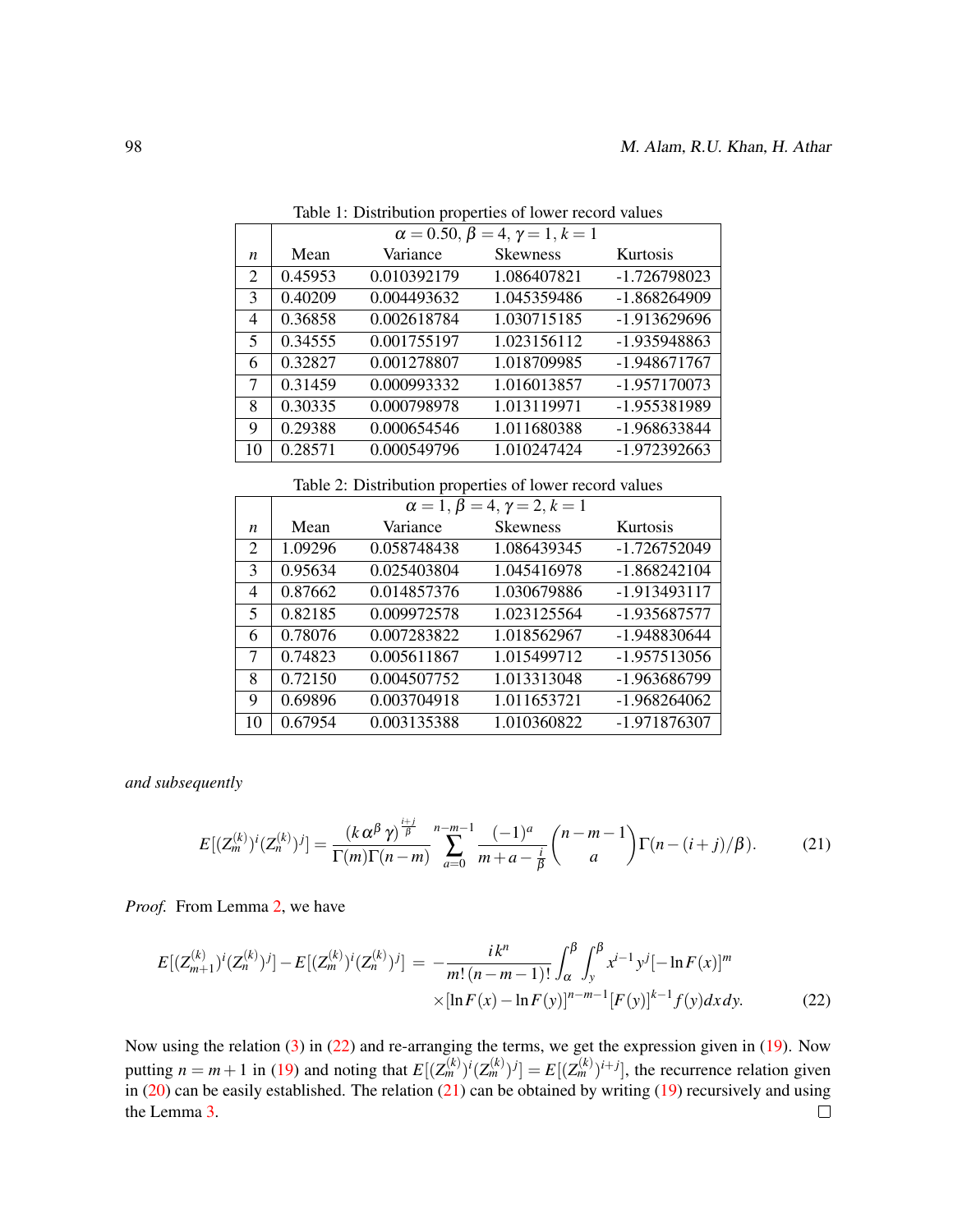Table 1: Distribution properties of lower record values

| $n$ | Mean | Variance | Skewness | Kurtosis |
|---|---|---|---|---|
| | $\alpha = 0.50, \beta = 4, \gamma = 1, k = 1$ | | | |
| 2 | 0.45953 | 0.010392179 | 1.086407821 | -1.726798023 |
| 3 | 0.40209 | 0.004493632 | 1.045359486 | -1.868264909 |
| 4 | 0.36858 | 0.002618784 | 1.030715185 | -1.913629696 |
| 5 | 0.34555 | 0.001755197 | 1.023156112 | -1.935948863 |
| 6 | 0.32827 | 0.001278807 | 1.018709985 | -1.948671767 |
| 7 | 0.31459 | 0.000993332 | 1.016013857 | -1.957170073 |
| 8 | 0.30335 | 0.000798978 | 1.013119971 | -1.955381989 |
| 9 | 0.29388 | 0.000654546 | 1.011680388 | -1.968633844 |
| 10 | 0.28571 | 0.000549796 | 1.010247424 | -1.972392663 |

Table 2: Distribution properties of lower record values

| $n$ | Mean | Variance | Skewness | Kurtosis |
|---|---|---|---|---|
| | $\alpha = 1, \beta = 4, \gamma = 2, k = 1$ | | | |
| 2 | 1.09296 | 0.058748438 | 1.086439345 | -1.726752049 |
| 3 | 0.95634 | 0.025403804 | 1.045416978 | -1.868242104 |
| 4 | 0.87662 | 0.014857376 | 1.030679886 | -1.913493117 |
| 5 | 0.82185 | 0.009972578 | 1.023125564 | -1.935687577 |
| 6 | 0.78076 | 0.007283822 | 1.018562967 | -1.948830644 |
| 7 | 0.74823 | 0.005611867 | 1.015499712 | -1.957513056 |
| 8 | 0.72150 | 0.004507752 | 1.013313048 | -1.963686799 |
| 9 | 0.69896 | 0.003704918 | 1.011653721 | -1.968264062 |
| 10 | 0.67954 | 0.003135388 | 1.010360822 | -1.971876307 |

*and subsequently*

$$E[(Z_m^{(k)})^i (Z_n^{(k)})^j] = \frac{(k\alpha^\beta \gamma)^{\frac{i+j}{\beta}}}{\Gamma(m)\Gamma(n-m)} \sum_{a=0}^{n-m-1} \frac{(-1)^a}{m+a-\frac{i}{\beta}} \binom{n-m-1}{a} \Gamma(n-(i+j)/\beta). \tag{21}$$

*Proof.* From Lemma 2, we have

$$E[(Z_{m+1}^{(k)})^i (Z_n^{(k)})^j] - E[(Z_m^{(k)})^i (Z_n^{(k)})^j] = -\frac{ik^n}{m!\,(n-m-1)!} \int_\alpha^\beta \int_y^\beta x^{i-1} y^j [-\ln F(x)]^m$$
$$\times [\ln F(x) - \ln F(y)]^{n-m-1} [F(y)]^{k-1} f(y) dx dy. \tag{22}$$

Now using the relation (3) in (22) and re-arranging the terms, we get the expression given in (19). Now putting $n = m+1$ in (19) and noting that $E[(Z_m^{(k)})^i (Z_m^{(k)})^j] = E[(Z_m^{(k)})^{i+j}]$, the recurrence relation given in (20) can be easily established. The relation (21) can be obtained by writing (19) recursively and using the Lemma 3. □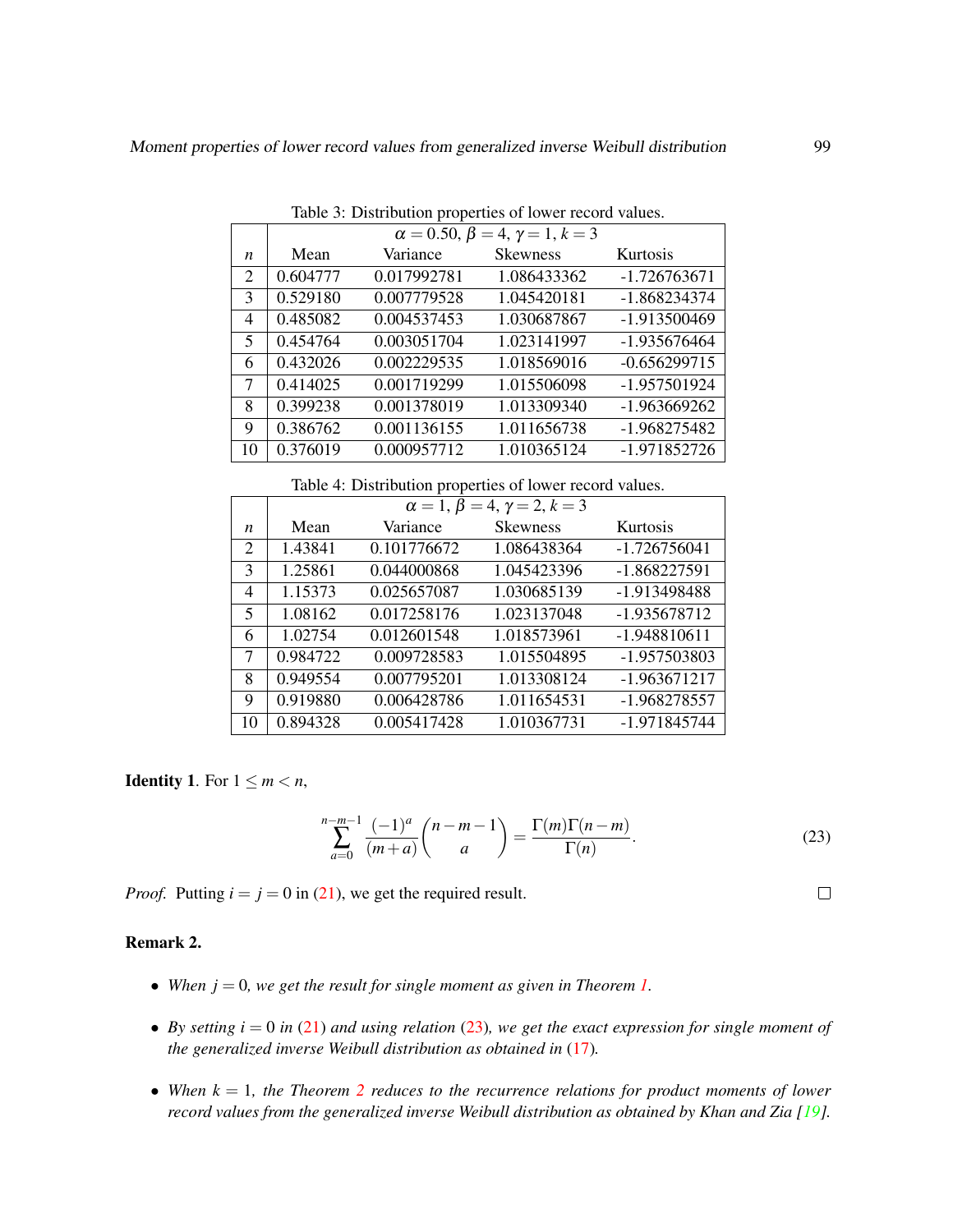Table 3: Distribution properties of lower record values.

| | $\alpha = 0.50$, $\beta = 4$, $\gamma = 1$, $k = 3$ | | | |
|---|---|---|---|---|
| $n$ | Mean | Variance | Skewness | Kurtosis |
| 2 | 0.604777 | 0.017992781 | 1.086433362 | -1.726763671 |
| 3 | 0.529180 | 0.007779528 | 1.045420181 | -1.868234374 |
| 4 | 0.485082 | 0.004537453 | 1.030687867 | -1.913500469 |
| 5 | 0.454764 | 0.003051704 | 1.023141997 | -1.935676464 |
| 6 | 0.432026 | 0.002229535 | 1.018569016 | -0.656299715 |
| 7 | 0.414025 | 0.001719299 | 1.015506098 | -1.957501924 |
| 8 | 0.399238 | 0.001378019 | 1.013309340 | -1.963669262 |
| 9 | 0.386762 | 0.001136155 | 1.011656738 | -1.968275482 |
| 10 | 0.376019 | 0.000957712 | 1.010365124 | -1.971852726 |

Table 4: Distribution properties of lower record values.

| | $\alpha = 1$, $\beta = 4$, $\gamma = 2$, $k = 3$ | | | |
|---|---|---|---|---|
| $n$ | Mean | Variance | Skewness | Kurtosis |
| 2 | 1.43841 | 0.101776672 | 1.086438364 | -1.726756041 |
| 3 | 1.25861 | 0.044000868 | 1.045423396 | -1.868227591 |
| 4 | 1.15373 | 0.025657087 | 1.030685139 | -1.913498488 |
| 5 | 1.08162 | 0.017258176 | 1.023137048 | -1.935678712 |
| 6 | 1.02754 | 0.012601548 | 1.018573961 | -1.948810611 |
| 7 | 0.984722 | 0.009728583 | 1.015504895 | -1.957503803 |
| 8 | 0.949554 | 0.007795201 | 1.013308124 | -1.963671217 |
| 9 | 0.919880 | 0.006428786 | 1.011654531 | -1.968278557 |
| 10 | 0.894328 | 0.005417428 | 1.010367731 | -1.971845744 |

**Identity 1**. For $1 \leq m < n$,

$$\sum_{a=0}^{n-m-1} \frac{(-1)^a}{(m+a)} \binom{n-m-1}{a} = \frac{\Gamma(m)\Gamma(n-m)}{\Gamma(n)}. \tag{23}$$

*Proof.* Putting $i = j = 0$ in (21), we get the required result. □

**Remark 2.**

- *When $j = 0$, we get the result for single moment as given in Theorem 1.*
- *By setting $i = 0$ in (21) and using relation (23), we get the exact expression for single moment of the generalized inverse Weibull distribution as obtained in (17).*
- *When $k = 1$, the Theorem 2 reduces to the recurrence relations for product moments of lower record values from the generalized inverse Weibull distribution as obtained by Khan and Zia [19].*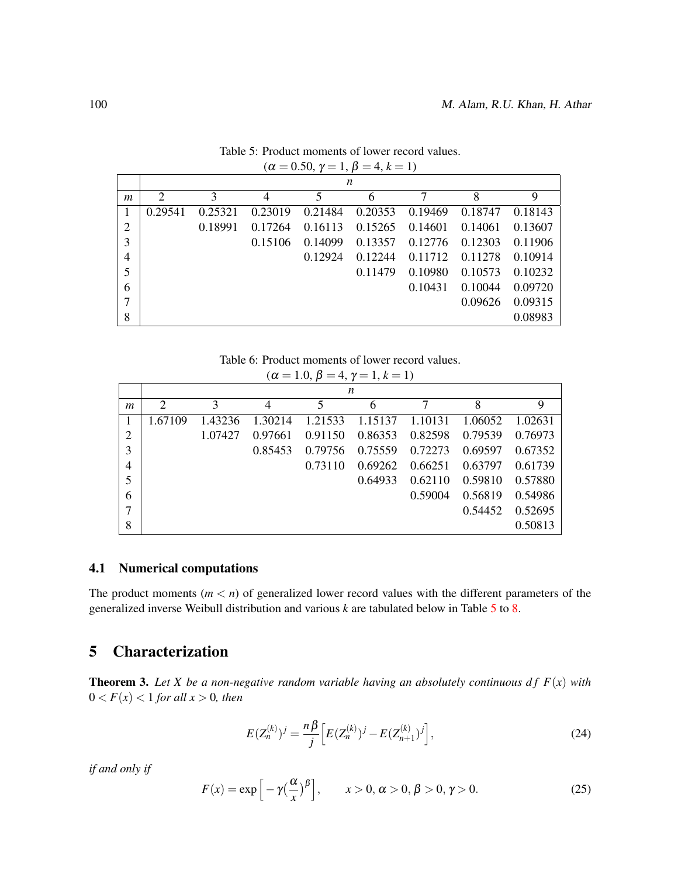Table 5: Product moments of lower record values.
($\alpha = 0.50$, $\gamma = 1$, $\beta = 4$, $k = 1$)

| | $n$ | | | | | | | |
|---|---|---|---|---|---|---|---|---|
| $m$ | 2 | 3 | 4 | 5 | 6 | 7 | 8 | 9 |
| 1 | 0.29541 | 0.25321 | 0.23019 | 0.21484 | 0.20353 | 0.19469 | 0.18747 | 0.18143 |
| 2 | | 0.18991 | 0.17264 | 0.16113 | 0.15265 | 0.14601 | 0.14061 | 0.13607 |
| 3 | | | 0.15106 | 0.14099 | 0.13357 | 0.12776 | 0.12303 | 0.11906 |
| 4 | | | | 0.12924 | 0.12244 | 0.11712 | 0.11278 | 0.10914 |
| 5 | | | | | 0.11479 | 0.10980 | 0.10573 | 0.10232 |
| 6 | | | | | | 0.10431 | 0.10044 | 0.09720 |
| 7 | | | | | | | 0.09626 | 0.09315 |
| 8 | | | | | | | | 0.08983 |

Table 6: Product moments of lower record values.
($\alpha = 1.0$, $\beta = 4$, $\gamma = 1$, $k = 1$)

| | $n$ | | | | | | | |
|---|---|---|---|---|---|---|---|---|
| $m$ | 2 | 3 | 4 | 5 | 6 | 7 | 8 | 9 |
| 1 | 1.67109 | 1.43236 | 1.30214 | 1.21533 | 1.15137 | 1.10131 | 1.06052 | 1.02631 |
| 2 | | 1.07427 | 0.97661 | 0.91150 | 0.86353 | 0.82598 | 0.79539 | 0.76973 |
| 3 | | | 0.85453 | 0.79756 | 0.75559 | 0.72273 | 0.69597 | 0.67352 |
| 4 | | | | 0.73110 | 0.69262 | 0.66251 | 0.63797 | 0.61739 |
| 5 | | | | | 0.64933 | 0.62110 | 0.59810 | 0.57880 |
| 6 | | | | | | 0.59004 | 0.56819 | 0.54986 |
| 7 | | | | | | | 0.54452 | 0.52695 |
| 8 | | | | | | | | 0.50813 |

### 4.1 Numerical computations

The product moments ($m < n$) of generalized lower record values with the different parameters of the generalized inverse Weibull distribution and various $k$ are tabulated below in Table 5 to 8.

## 5 Characterization

**Theorem 3.** *Let $X$ be a non-negative random variable having an absolutely continuous $df$ $F(x)$ with $0 < F(x) < 1$ for all $x > 0$, then*

$$E(Z_n^{(k)})^j = \frac{n\beta}{j}\Big[E(Z_n^{(k)})^j - E(Z_{n+1}^{(k)})^j\Big], \tag{24}$$

*if and only if*

$$F(x) = \exp\Big[-\gamma\big(\frac{\alpha}{x}\big)^{\beta}\Big], \qquad x > 0,\, \alpha > 0,\, \beta > 0,\, \gamma > 0. \tag{25}$$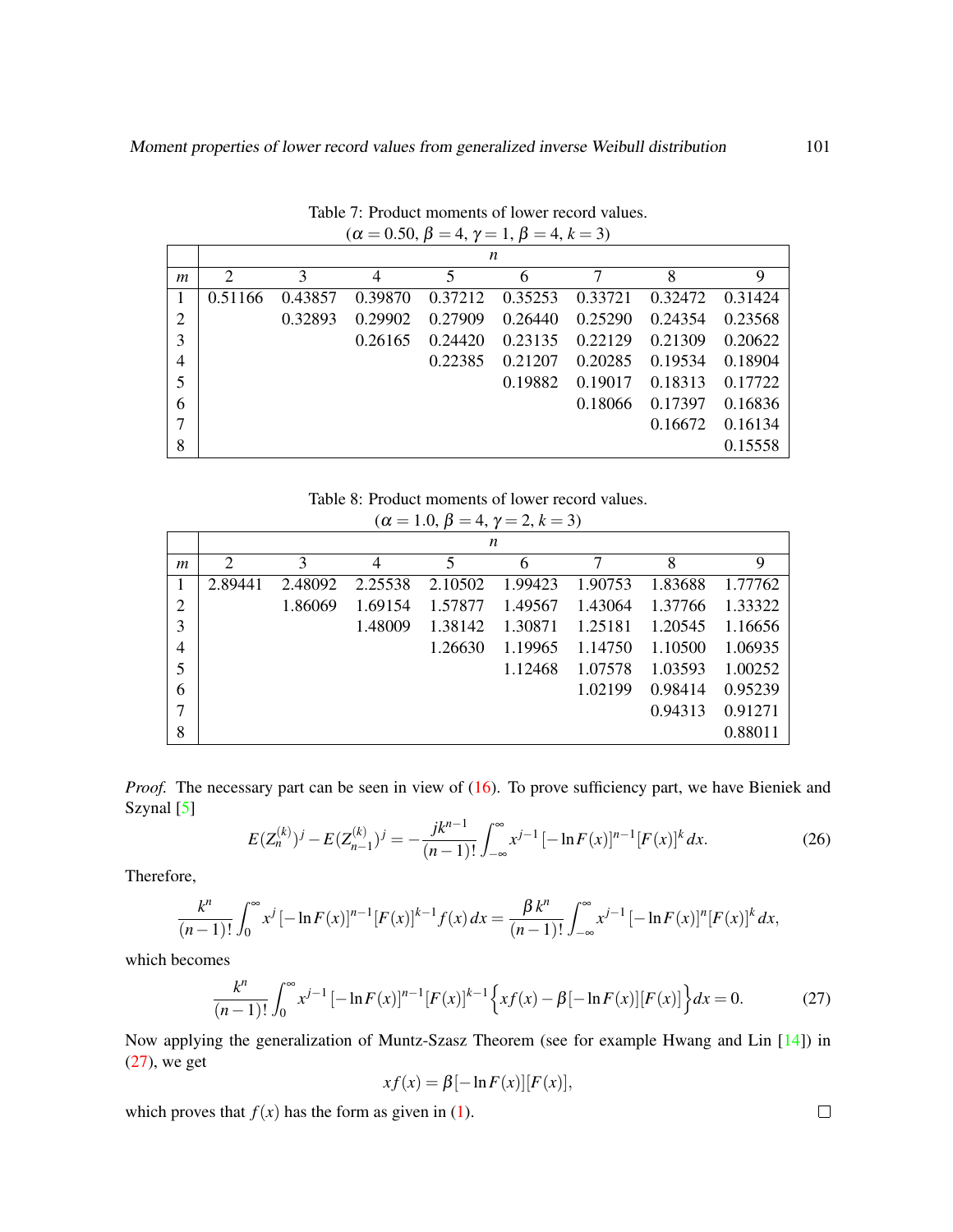Table 7: Product moments of lower record values.
($\alpha = 0.50$, $\beta = 4$, $\gamma = 1$, $\beta = 4$, $k = 3$)

| | $n$ | | | | | | | |
|---|---|---|---|---|---|---|---|---|
| $m$ | 2 | 3 | 4 | 5 | 6 | 7 | 8 | 9 |
| 1 | 0.51166 | 0.43857 | 0.39870 | 0.37212 | 0.35253 | 0.33721 | 0.32472 | 0.31424 |
| 2 | | 0.32893 | 0.29902 | 0.27909 | 0.26440 | 0.25290 | 0.24354 | 0.23568 |
| 3 | | | 0.26165 | 0.24420 | 0.23135 | 0.22129 | 0.21309 | 0.20622 |
| 4 | | | | 0.22385 | 0.21207 | 0.20285 | 0.19534 | 0.18904 |
| 5 | | | | | 0.19882 | 0.19017 | 0.18313 | 0.17722 |
| 6 | | | | | | 0.18066 | 0.17397 | 0.16836 |
| 7 | | | | | | | 0.16672 | 0.16134 |
| 8 | | | | | | | | 0.15558 |

Table 8: Product moments of lower record values.
($\alpha = 1.0$, $\beta = 4$, $\gamma = 2$, $k = 3$)

| | $n$ | | | | | | | |
|---|---|---|---|---|---|---|---|---|
| $m$ | 2 | 3 | 4 | 5 | 6 | 7 | 8 | 9 |
| 1 | 2.89441 | 2.48092 | 2.25538 | 2.10502 | 1.99423 | 1.90753 | 1.83688 | 1.77762 |
| 2 | | 1.86069 | 1.69154 | 1.57877 | 1.49567 | 1.43064 | 1.37766 | 1.33322 |
| 3 | | | 1.48009 | 1.38142 | 1.30871 | 1.25181 | 1.20545 | 1.16656 |
| 4 | | | | 1.26630 | 1.19965 | 1.14750 | 1.10500 | 1.06935 |
| 5 | | | | | 1.12468 | 1.07578 | 1.03593 | 1.00252 |
| 6 | | | | | | 1.02199 | 0.98414 | 0.95239 |
| 7 | | | | | | | 0.94313 | 0.91271 |
| 8 | | | | | | | | 0.88011 |

*Proof.* The necessary part can be seen in view of (16). To prove sufficiency part, we have Bieniek and Szynal [5]

$$E(Z_n^{(k)})^j - E(Z_{n-1}^{(k)})^j = -\frac{jk^{n-1}}{(n-1)!}\int_{-\infty}^{\infty} x^{j-1}\,[-\ln F(x)]^{n-1}[F(x)]^k\,dx. \tag{26}$$

Therefore,

$$\frac{k^n}{(n-1)!}\int_0^{\infty} x^j\,[-\ln F(x)]^{n-1}[F(x)]^{k-1}f(x)\,dx = \frac{\beta\,k^n}{(n-1)!}\int_{-\infty}^{\infty} x^{j-1}\,[-\ln F(x)]^{n}[F(x)]^k\,dx,$$

which becomes

$$\frac{k^n}{(n-1)!}\int_0^{\infty} x^{j-1}\,[-\ln F(x)]^{n-1}[F(x)]^{k-1}\Big\{xf(x) - \beta[-\ln F(x)][F(x)]\Big\}dx = 0. \tag{27}$$

Now applying the generalization of Muntz-Szasz Theorem (see for example Hwang and Lin [14]) in (27), we get

$$xf(x) = \beta[-\ln F(x)][F(x)],$$

which proves that $f(x)$ has the form as given in (1). $\square$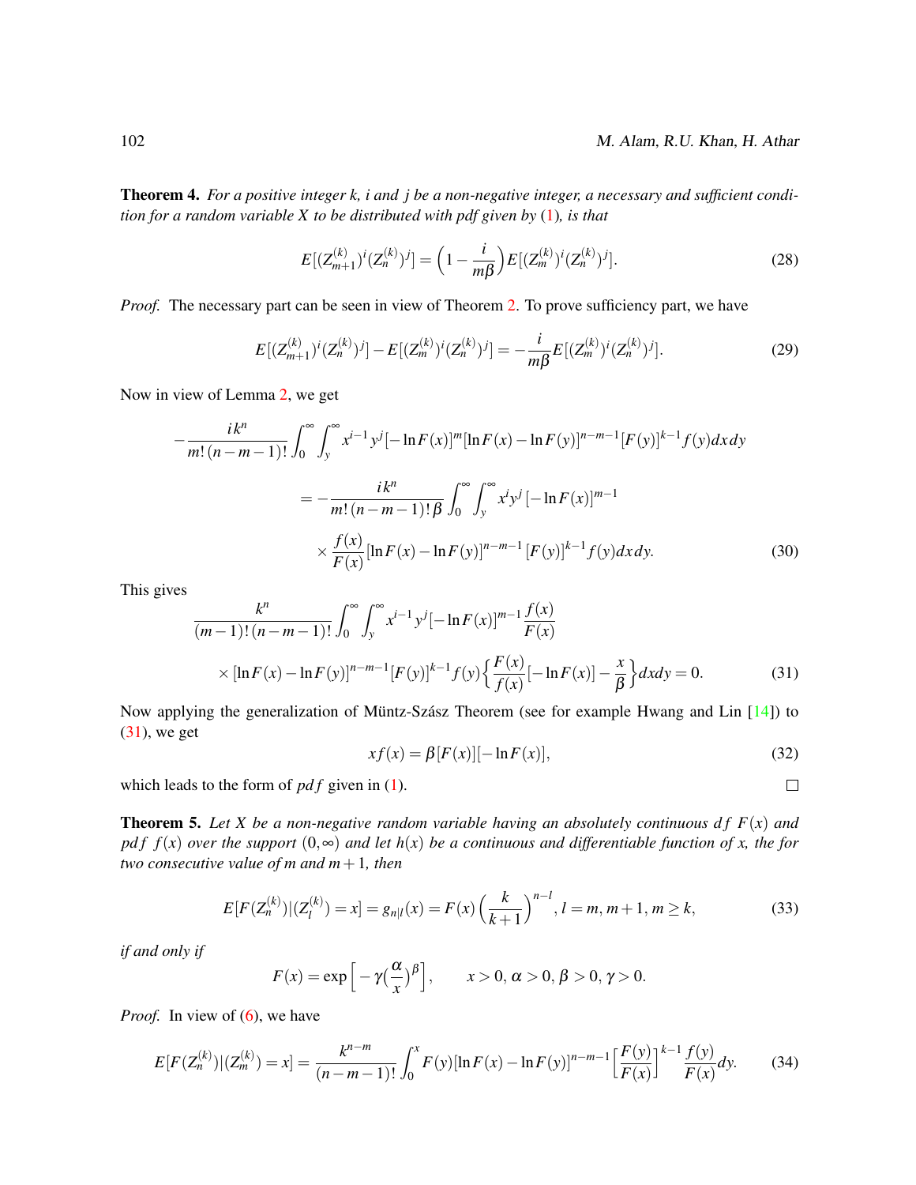**Theorem 4.** *For a positive integer k, i and j be a non-negative integer, a necessary and sufficient condition for a random variable X to be distributed with pdf given by* (1)*, is that*

$$E[(Z_{m+1}^{(k)})^i(Z_n^{(k)})^j] = \Big(1 - \frac{i}{m\beta}\Big)E[(Z_m^{(k)})^i(Z_n^{(k)})^j]. \tag{28}$$

*Proof.* The necessary part can be seen in view of Theorem 2. To prove sufficiency part, we have

$$E[(Z_{m+1}^{(k)})^i(Z_n^{(k)})^j] - E[(Z_m^{(k)})^i(Z_n^{(k)})^j] = -\frac{i}{m\beta}E[(Z_m^{(k)})^i(Z_n^{(k)})^j]. \tag{29}$$

Now in view of Lemma 2, we get

$$-\frac{ik^n}{m!\,(n-m-1)!}\int_0^\infty\int_y^\infty x^{i-1}y^j[-\ln F(x)]^m[\ln F(x)-\ln F(y)]^{n-m-1}[F(y)]^{k-1}f(y)dxdy$$

$$= -\frac{ik^n}{m!\,(n-m-1)!\,\beta}\int_0^\infty\int_y^\infty x^i y^j\,[-\ln F(x)]^{m-1}$$

$$\times\frac{f(x)}{F(x)}[\ln F(x)-\ln F(y)]^{n-m-1}\,[F(y)]^{k-1}f(y)dxdy. \tag{30}$$

This gives

$$\frac{k^n}{(m-1)!\,(n-m-1)!}\int_0^\infty\int_y^\infty x^{i-1}y^j[-\ln F(x)]^{m-1}\frac{f(x)}{F(x)}$$

$$\times[\ln F(x)-\ln F(y)]^{n-m-1}[F(y)]^{k-1}f(y)\Big\{\frac{F(x)}{f(x)}[-\ln F(x)] - \frac{x}{\beta}\Big\}dxdy = 0. \tag{31}$$

Now applying the generalization of Müntz-Szász Theorem (see for example Hwang and Lin [14]) to (31), we get

$$xf(x) = \beta[F(x)][-\ln F(x)], \tag{32}$$

which leads to the form of $pdf$ given in (1). ☐

**Theorem 5.** *Let X be a non-negative random variable having an absolutely continuous $df$ $F(x)$ and $pdf$ $f(x)$ over the support $(0,\infty)$ and let $h(x)$ be a continuous and differentiable function of x, the for two consecutive value of m and $m+1$, then*

$$E[F(Z_n^{(k)})|(Z_l^{(k)}) = x] = g_{n|l}(x) = F(x)\Big(\frac{k}{k+1}\Big)^{n-l},\, l = m, m+1, m \geq k, \tag{33}$$

*if and only if*

$$F(x) = \exp\Big[-\gamma(\frac{\alpha}{x})^\beta\Big], \qquad x > 0,\, \alpha > 0,\, \beta > 0,\, \gamma > 0.$$

*Proof.* In view of (6), we have

$$E[F(Z_n^{(k)})|(Z_m^{(k)}) = x] = \frac{k^{n-m}}{(n-m-1)!}\int_0^x F(y)[\ln F(x) - \ln F(y)]^{n-m-1}\Big[\frac{F(y)}{F(x)}\Big]^{k-1}\frac{f(y)}{F(x)}dy. \tag{34}$$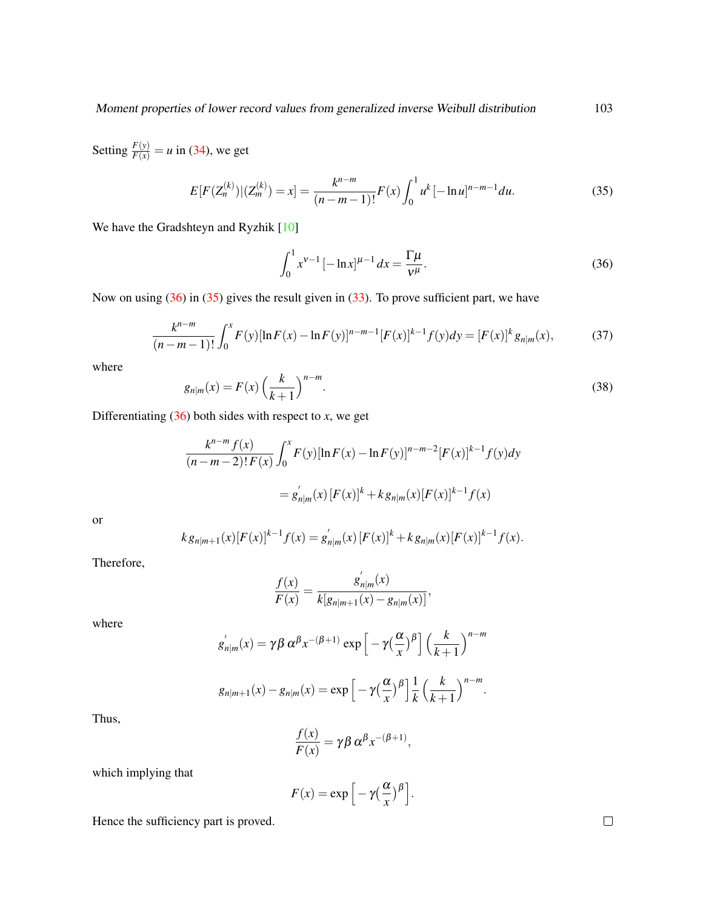Setting $\frac{F(y)}{F(x)} = u$ in (34), we get

$$E[F(Z_n^{(k)})|(Z_m^{(k)}) = x] = \frac{k^{n-m}}{(n-m-1)!} F(x) \int_0^1 u^k [-\ln u]^{n-m-1} du. \tag{35}$$

We have the Gradshteyn and Ryzhik [10]

$$\int_0^1 x^{\nu-1} [-\ln x]^{\mu-1} dx = \frac{\Gamma\mu}{\nu^{\mu}}. \tag{36}$$

Now on using (36) in (35) gives the result given in (33). To prove sufficient part, we have

$$\frac{k^{n-m}}{(n-m-1)!} \int_0^x F(y)[\ln F(x) - \ln F(y)]^{n-m-1} [F(x)]^{k-1} f(y) dy = [F(x)]^k g_{n|m}(x), \tag{37}$$

where

$$g_{n|m}(x) = F(x) \left(\frac{k}{k+1}\right)^{n-m}. \tag{38}$$

Differentiating (36) both sides with respect to $x$, we get

$$\frac{k^{n-m} f(x)}{(n-m-2)!\, F(x)} \int_0^x F(y)[\ln F(x) - \ln F(y)]^{n-m-2} [F(x)]^{k-1} f(y) dy$$

$$= g'_{n|m}(x) [F(x)]^k + k\, g_{n|m}(x) [F(x)]^{k-1} f(x)$$

or

$$k\, g_{n|m+1}(x) [F(x)]^{k-1} f(x) = g'_{n|m}(x) [F(x)]^k + k\, g_{n|m}(x) [F(x)]^{k-1} f(x).$$

Therefore,

$$\frac{f(x)}{F(x)} = \frac{g'_{n|m}(x)}{k[g_{n|m+1}(x) - g_{n|m}(x)]},$$

where

$$g'_{n|m}(x) = \gamma \beta\, \alpha^{\beta} x^{-(\beta+1)} \exp\Big[-\gamma (\frac{\alpha}{x})^{\beta}\Big] \left(\frac{k}{k+1}\right)^{n-m}$$

$$g_{n|m+1}(x) - g_{n|m}(x) = \exp\Big[-\gamma (\frac{\alpha}{x})^{\beta}\Big] \frac{1}{k} \left(\frac{k}{k+1}\right)^{n-m}.$$

Thus,

$$\frac{f(x)}{F(x)} = \gamma \beta\, \alpha^{\beta} x^{-(\beta+1)},$$

which implying that

$$F(x) = \exp\Big[-\gamma (\frac{\alpha}{x})^{\beta}\Big].$$

Hence the sufficiency part is proved. □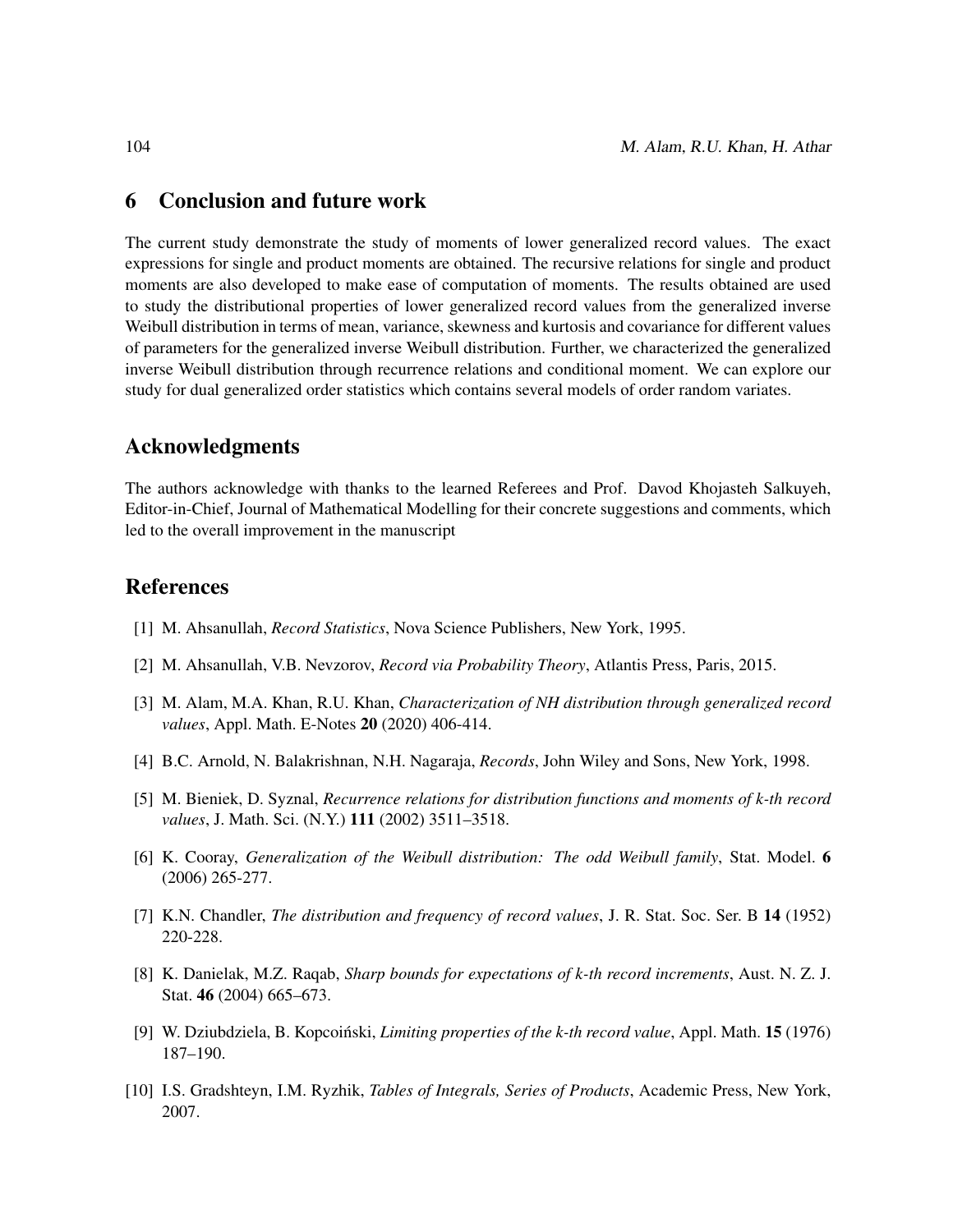## 6 Conclusion and future work

The current study demonstrate the study of moments of lower generalized record values. The exact expressions for single and product moments are obtained. The recursive relations for single and product moments are also developed to make ease of computation of moments. The results obtained are used to study the distributional properties of lower generalized record values from the generalized inverse Weibull distribution in terms of mean, variance, skewness and kurtosis and covariance for different values of parameters for the generalized inverse Weibull distribution. Further, we characterized the generalized inverse Weibull distribution through recurrence relations and conditional moment. We can explore our study for dual generalized order statistics which contains several models of order random variates.

## Acknowledgments

The authors acknowledge with thanks to the learned Referees and Prof. Davod Khojasteh Salkuyeh, Editor-in-Chief, Journal of Mathematical Modelling for their concrete suggestions and comments, which led to the overall improvement in the manuscript

## References

[1] M. Ahsanullah, *Record Statistics*, Nova Science Publishers, New York, 1995.

[2] M. Ahsanullah, V.B. Nevzorov, *Record via Probability Theory*, Atlantis Press, Paris, 2015.

[3] M. Alam, M.A. Khan, R.U. Khan, *Characterization of NH distribution through generalized record values*, Appl. Math. E-Notes **20** (2020) 406-414.

[4] B.C. Arnold, N. Balakrishnan, N.H. Nagaraja, *Records*, John Wiley and Sons, New York, 1998.

[5] M. Bieniek, D. Syznal, *Recurrence relations for distribution functions and moments of k-th record values*, J. Math. Sci. (N.Y.) **111** (2002) 3511–3518.

[6] K. Cooray, *Generalization of the Weibull distribution: The odd Weibull family*, Stat. Model. **6** (2006) 265-277.

[7] K.N. Chandler, *The distribution and frequency of record values*, J. R. Stat. Soc. Ser. B **14** (1952) 220-228.

[8] K. Danielak, M.Z. Raqab, *Sharp bounds for expectations of k-th record increments*, Aust. N. Z. J. Stat. **46** (2004) 665–673.

[9] W. Dziubdziela, B. Kopcoiński, *Limiting properties of the k-th record value*, Appl. Math. **15** (1976) 187–190.

[10] I.S. Gradshteyn, I.M. Ryzhik, *Tables of Integrals, Series of Products*, Academic Press, New York, 2007.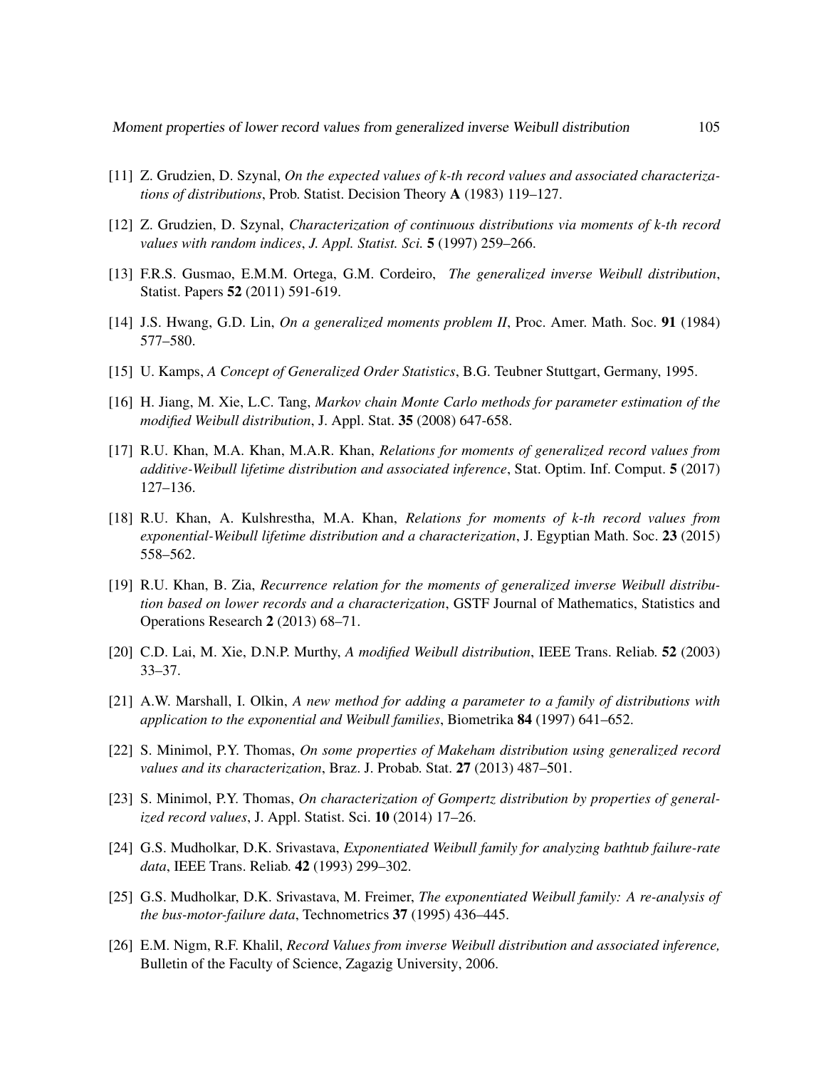[11] Z. Grudzien, D. Szynal, *On the expected values of k-th record values and associated characterizations of distributions*, Prob. Statist. Decision Theory **A** (1983) 119–127.

[12] Z. Grudzien, D. Szynal, *Characterization of continuous distributions via moments of k-th record values with random indices*, *J. Appl. Statist. Sci.* **5** (1997) 259–266.

[13] F.R.S. Gusmao, E.M.M. Ortega, G.M. Cordeiro, *The generalized inverse Weibull distribution*, Statist. Papers **52** (2011) 591-619.

[14] J.S. Hwang, G.D. Lin, *On a generalized moments problem II*, Proc. Amer. Math. Soc. **91** (1984) 577–580.

[15] U. Kamps, *A Concept of Generalized Order Statistics*, B.G. Teubner Stuttgart, Germany, 1995.

[16] H. Jiang, M. Xie, L.C. Tang, *Markov chain Monte Carlo methods for parameter estimation of the modified Weibull distribution*, J. Appl. Stat. **35** (2008) 647-658.

[17] R.U. Khan, M.A. Khan, M.A.R. Khan, *Relations for moments of generalized record values from additive-Weibull lifetime distribution and associated inference*, Stat. Optim. Inf. Comput. **5** (2017) 127–136.

[18] R.U. Khan, A. Kulshrestha, M.A. Khan, *Relations for moments of k-th record values from exponential-Weibull lifetime distribution and a characterization*, J. Egyptian Math. Soc. **23** (2015) 558–562.

[19] R.U. Khan, B. Zia, *Recurrence relation for the moments of generalized inverse Weibull distribution based on lower records and a characterization*, GSTF Journal of Mathematics, Statistics and Operations Research **2** (2013) 68–71.

[20] C.D. Lai, M. Xie, D.N.P. Murthy, *A modified Weibull distribution*, IEEE Trans. Reliab. **52** (2003) 33–37.

[21] A.W. Marshall, I. Olkin, *A new method for adding a parameter to a family of distributions with application to the exponential and Weibull families*, Biometrika **84** (1997) 641–652.

[22] S. Minimol, P.Y. Thomas, *On some properties of Makeham distribution using generalized record values and its characterization*, Braz. J. Probab. Stat. **27** (2013) 487–501.

[23] S. Minimol, P.Y. Thomas, *On characterization of Gompertz distribution by properties of generalized record values*, J. Appl. Statist. Sci. **10** (2014) 17–26.

[24] G.S. Mudholkar, D.K. Srivastava, *Exponentiated Weibull family for analyzing bathtub failure-rate data*, IEEE Trans. Reliab. **42** (1993) 299–302.

[25] G.S. Mudholkar, D.K. Srivastava, M. Freimer, *The exponentiated Weibull family: A re-analysis of the bus-motor-failure data*, Technometrics **37** (1995) 436–445.

[26] E.M. Nigm, R.F. Khalil, *Record Values from inverse Weibull distribution and associated inference,* Bulletin of the Faculty of Science, Zagazig University, 2006.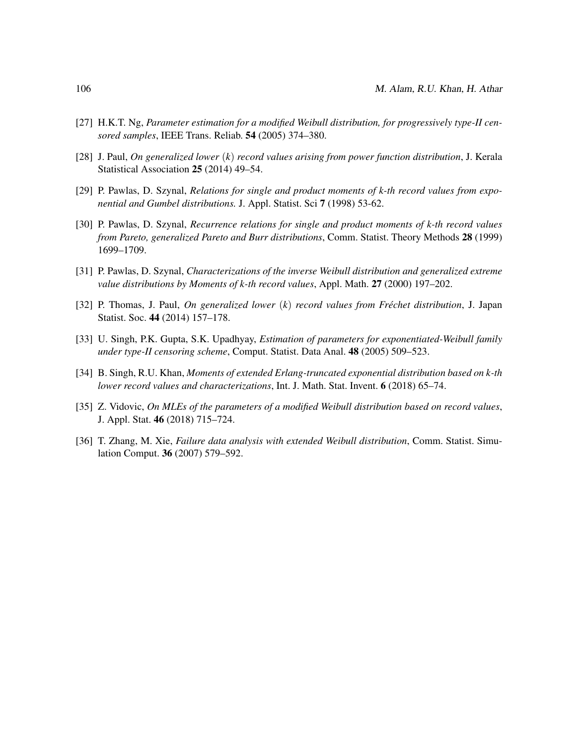[27] H.K.T. Ng, *Parameter estimation for a modified Weibull distribution, for progressively type-II censored samples*, IEEE Trans. Reliab. **54** (2005) 374–380.

[28] J. Paul, *On generalized lower $(k)$ record values arising from power function distribution*, J. Kerala Statistical Association **25** (2014) 49–54.

[29] P. Pawlas, D. Szynal, *Relations for single and product moments of k-th record values from exponential and Gumbel distributions.* J. Appl. Statist. Sci **7** (1998) 53-62.

[30] P. Pawlas, D. Szynal, *Recurrence relations for single and product moments of k-th record values from Pareto, generalized Pareto and Burr distributions*, Comm. Statist. Theory Methods **28** (1999) 1699–1709.

[31] P. Pawlas, D. Szynal, *Characterizations of the inverse Weibull distribution and generalized extreme value distributions by Moments of k-th record values*, Appl. Math. **27** (2000) 197–202.

[32] P. Thomas, J. Paul, *On generalized lower $(k)$ record values from Fréchet distribution*, J. Japan Statist. Soc. **44** (2014) 157–178.

[33] U. Singh, P.K. Gupta, S.K. Upadhyay, *Estimation of parameters for exponentiated-Weibull family under type-II censoring scheme*, Comput. Statist. Data Anal. **48** (2005) 509–523.

[34] B. Singh, R.U. Khan, *Moments of extended Erlang-truncated exponential distribution based on k-th lower record values and characterizations*, Int. J. Math. Stat. Invent. **6** (2018) 65–74.

[35] Z. Vidovic, *On MLEs of the parameters of a modified Weibull distribution based on record values*, J. Appl. Stat. **46** (2018) 715–724.

[36] T. Zhang, M. Xie, *Failure data analysis with extended Weibull distribution*, Comm. Statist. Simulation Comput. **36** (2007) 579–592.